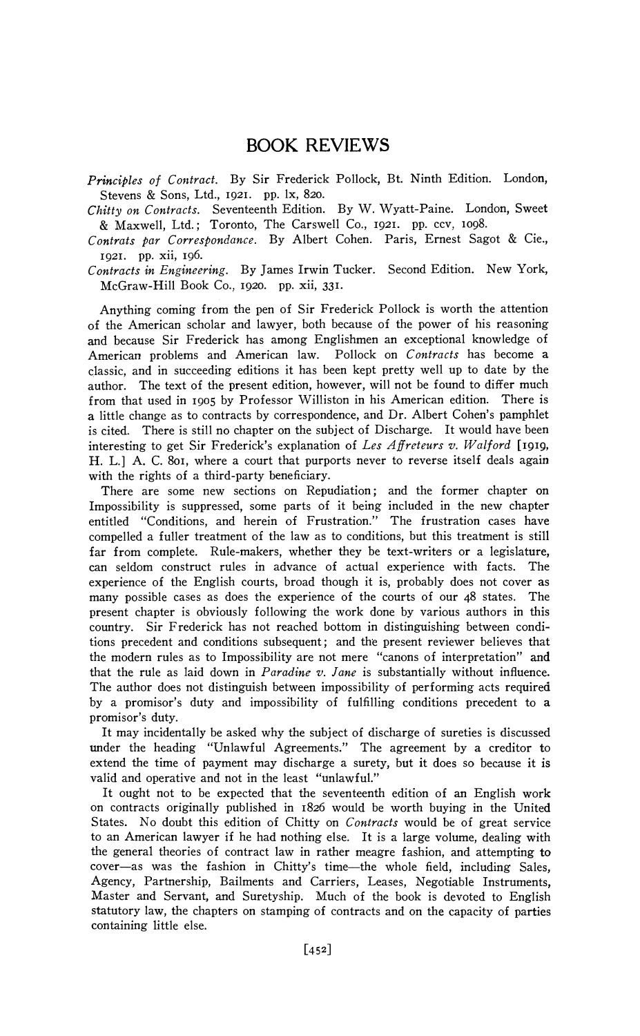# BOOK REVIEWS

*Principles of Contract.* By Sir Frederick Pollock, Bt. Ninth Edition. London, Stevens & Sons, Ltd., 1921. pp. lx, 820.

*Chitty on Contracts.* Seventeenth Edition. By W. Wyatt-Paine. London, Sweet & Maxwell, Ltd.; Toronto, The Carswell Co., 1921. pp. ccv, 1098.

*Contrats par Correspondance.* By Albert Cohen. Paris, Ernest Sagot & Cie., 1921. pp. xii, 196.

*Contracts in Engineering.* By James Irwin Tucker. Second Edition. New York, McGraw-Hill Book Co., 1920. pp. xii, 331.

Anything coming from the pen of Sir Frederick Pollock is worth the attention of the American scholar and lawyer, both because of the power of his reasoning and because Sir Frederick has among Englishmen an exceptional knowledge of American problems and American law. Pollock on *Contracts* has become a classic, and in succeeding editions it has been kept pretty well up to date by the author. The text of the present edition, however, will not be found to differ much from that used in 1905 by Professor Williston in his American edition. There is a little change as to contracts by correspondence, and Dr. Albert Cohen's pamphlet is cited. There is still no chapter on the subject of Discharge. It would have been interesting to get Sir Frederick's explanation of *Les Affreteurs v. Walford* [1919, H. L.] A. C. 801, where a court that purports never to reverse itself deals again with the rights of a third-party beneficiary.

There are some new sections on Repudiation; and the former chapter on Impossibility is suppressed, some parts of it being included in the new chapter entitled "Conditions, and herein of Frustration." The frustration cases have compelled a fuller treatment of the law as to conditions, but this treatment is still far from complete. Rule-makers, whether they be text-writers or a legislature, can seldom construct rules in advance of actual experience with facts. The experience of the English courts, broad though it is, probably does not cover as many possible cases as does the experience of the courts of our 48 states. The present chapter is obviously following the work done by various authors in this country. Sir Frederick has not reached bottom in distinguishing between conditions precedent and conditions subsequent; and the present reviewer believes that the modern rules as to Impossibility are not mere "canons of interpretation" and that the rule as laid down in *Paradine v. Jane* is substantially without influence. The author does not distinguish between impossibility of performing acts required by a promisor's duty and impossibility of fulfilling conditions precedent to a promisor's duty.

It may incidentally be asked why the subject of discharge of sureties is discussed under the heading "Unlawful Agreements." The agreement by a creditor to extend the time of payment may discharge a surety, but it does so because it is valid and operative and not in the least "unlawful."

It ought not to be expected that the seventeenth edition of an English work on contracts originally published in 1826 would be worth buying in the United States. No doubt this edition of Chitty on *Contracts* would be of great service to an American lawyer if he had nothing else. It is a large volume, dealing with the general theories of contract law in rather meagre fashion, and attempting to cover—as was the fashion in Chitty's time—the whole field, including Sales, Agency, Partnership, Bailments and Carriers, Leases, Negotiable Instruments, Master and Servant, and Suretyship. Much of the book is devoted to English statutory law, the chapters on stamping of contracts and on the capacity of parties containing little else.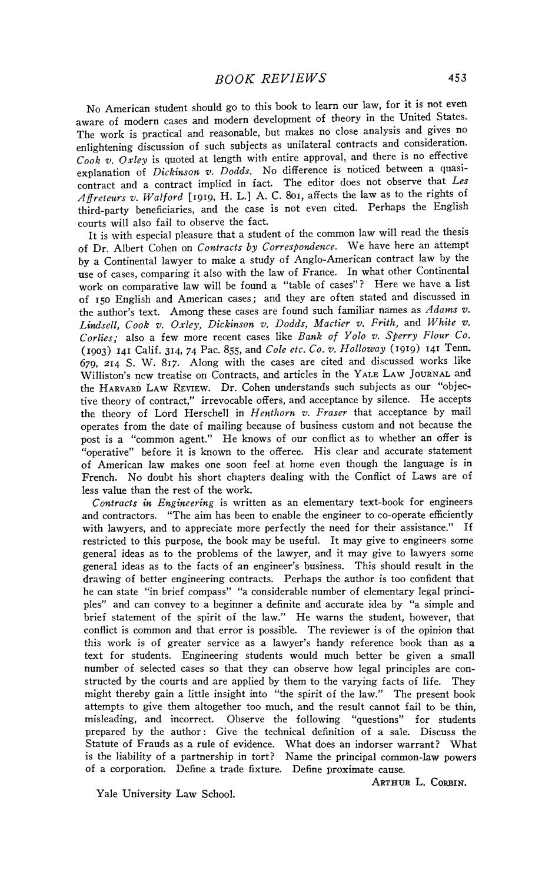No American student should go to this book to learn our law, for it is not even aware of modern cases and modern development of theory in the United States. The work is practical and reasonable, but makes no close analysis and gives no enlightening discussion of such subjects as unilateral contracts and consideration. *Cook v. Oxley* is quoted at length with entire approval, and there is no effective explanation of *Dickinson v. Dodds*. No difference is noticed between a quasi-contract and a contract implied in fact. The editor does not observe that *Les Affreteurs v. Walford* [1919, H. L.] A. C. 801, affects the law as to the rights of third-party beneficiaries, and the case is not even cited. Perhaps the English courts will also fail to observe the fact.

It is with especial pleasure that a student of the common law will read the thesis of Dr. Albert Cohen on *Contracts by Correspondence*. We have here an attempt by a Continental lawyer to make a study of Anglo-American contract law by the use of cases, comparing it also with the law of France. In what other Continental work on comparative law will be found a "table of cases"? Here we have a list of 150 English and American cases; and they are often stated and discussed in the author's text. Among these cases are found such familiar names as *Adams v. Lindsell, Cook v. Oxley, Dickinson v. Dodds, Mactier v. Frith,* and *White v. Corlies;* also a few more recent cases like *Bank of Yolo v. Sperry Flour Co.* (1903) 141 Calif. 314, 74 Pac. 855, and *Cole etc. Co. v. Holloway* (1919) 141 Tenn. 679, 214 S. W. 817. Along with the cases are cited and discussed works like Williston's new treatise on Contracts, and articles in the YALE LAW JOURNAL and the HARVARD LAW REVIEW. Dr. Cohen understands such subjects as our "objective theory of contract," irrevocable offers, and acceptance by silence. He accepts the theory of Lord Herschell in *Henthorn v. Fraser* that acceptance by mail operates from the date of mailing because of business custom and not because the post is a "common agent." He knows of our conflict as to whether an offer is "operative" before it is known to the offeree. His clear and accurate statement of American law makes one soon feel at home even though the language is in French. No doubt his short chapters dealing with the Conflict of Laws are of less value than the rest of the work.

*Contracts in Engineering* is written as an elementary text-book for engineers and contractors. "The aim has been to enable the engineer to co-operate efficiently with lawyers, and to appreciate more perfectly the need for their assistance." If restricted to this purpose, the book may be useful. It may give to engineers some general ideas as to the problems of the lawyer, and it may give to lawyers some general ideas as to the facts of an engineer's business. This should result in the drawing of better engineering contracts. Perhaps the author is too confident that he can state "in brief compass" "a considerable number of elementary legal principles" and can convey to a beginner a definite and accurate idea by "a simple and brief statement of the spirit of the law." He warns the student, however, that conflict is common and that error is possible. The reviewer is of the opinion that this work is of greater service as a lawyer's handy reference book than as a text for students. Engineering students would much better be given a small number of selected cases so that they can observe how legal principles are constructed by the courts and are applied by them to the varying facts of life. They might thereby gain a little insight into "the spirit of the law." The present book attempts to give them altogether too much, and the result cannot fail to be thin, misleading, and incorrect. Observe the following "questions" for students prepared by the author: Give the technical definition of a sale. Discuss the Statute of Frauds as a rule of evidence. What does an indorser warrant? What is the liability of a partnership in tort? Name the principal common-law powers of a corporation. Define a trade fixture. Define proximate cause.

ARTHUR L. CORBIN.

Yale University Law School.